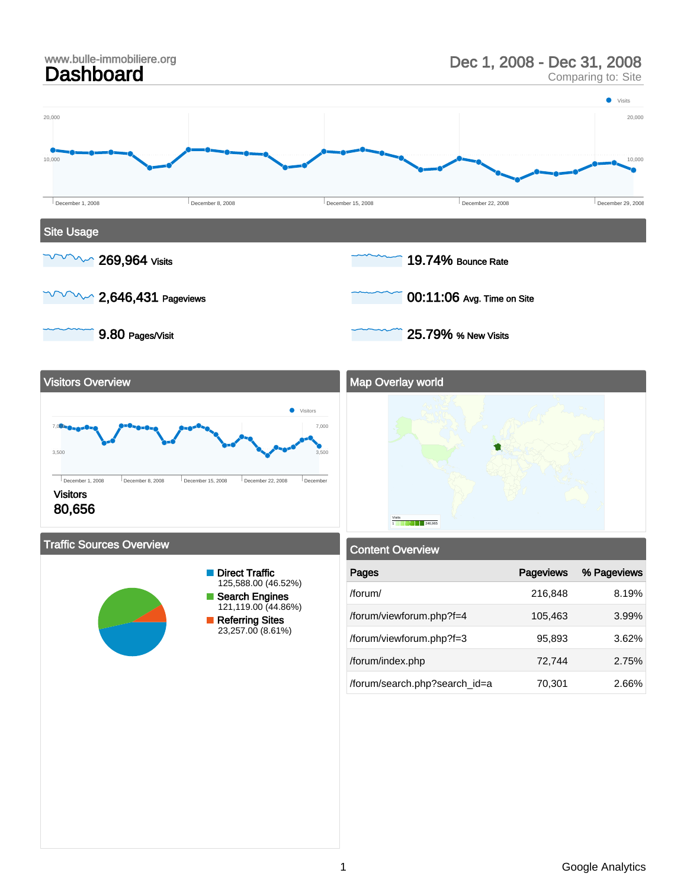www.bulle-immobiliere.org

# Dashboard

Dec 1, 2008 - Dec 31, 2008

Comparing to: Site

## Site Usage

- **269,964** Visits
- **2,646,431** Pageviews
- **9.80** Pages/Visit
- **19.74%** Bounce Rate
- **00:11:06** Avg. Time on Site
- **25.79%** % New Visits

## Visitors Overview

Visitors

80,656

## Map Overlay world

## Traffic Sources Overview

- **Direct Traffic** 125,588.00 (46.52%)
- **Search Engines** 121,119.00 (44.86%)
- **Referring Sites** 23,257.00 (8.61%)

## Content Overview

| Pages | Pageviews | % Pageviews |
|---|---|---|
| /forum/ | 216,848 | 8.19% |
| /forum/viewforum.php?f=4 | 105,463 | 3.99% |
| /forum/viewforum.php?f=3 | 95,893 | 3.62% |
| /forum/index.php | 72,744 | 2.75% |
| /forum/search.php?search_id=a | 70,301 | 2.66% |

Google Analytics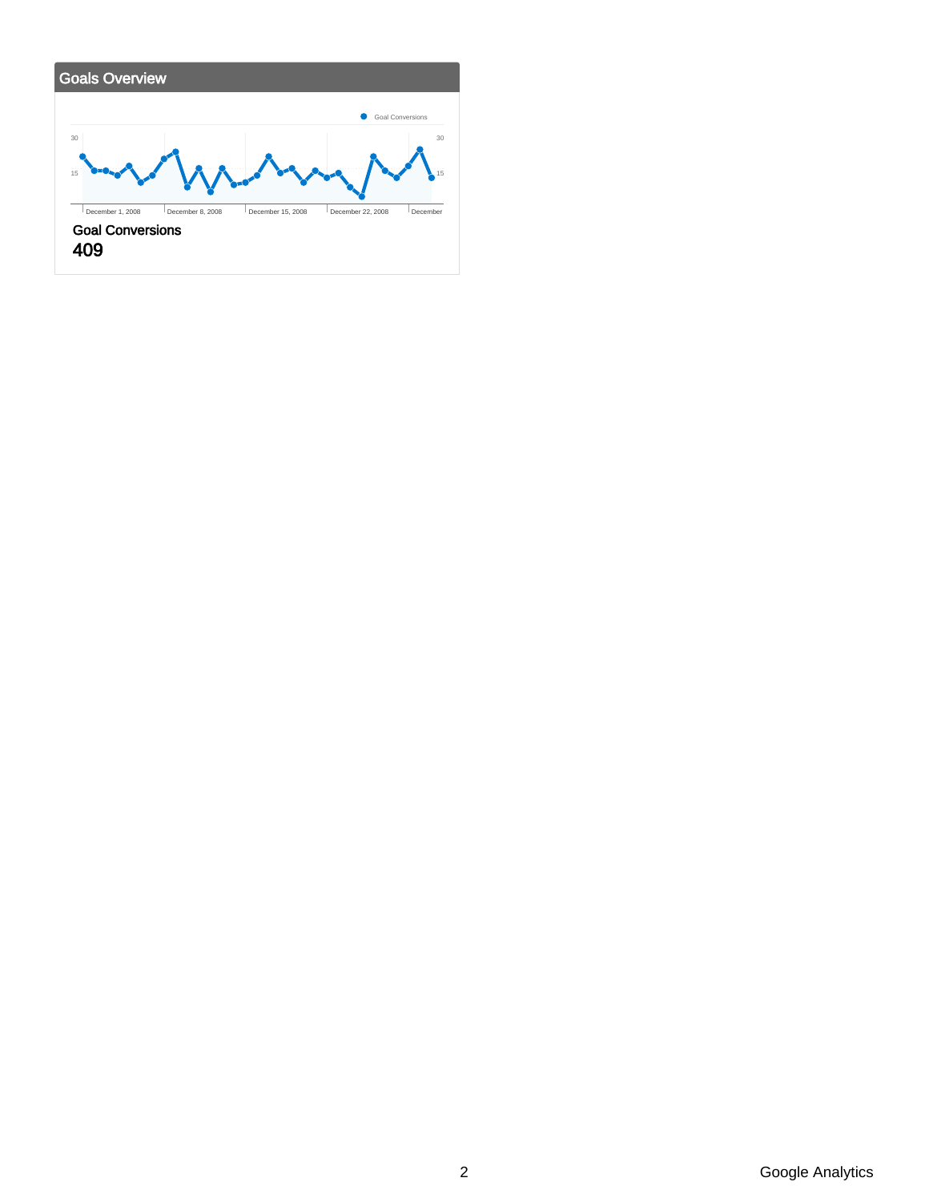## Goals Overview

Goal Conversions

30 — 15

December 1, 2008 | December 8, 2008 | December 15, 2008 | December 22, 2008 | December

**Goal Conversions**
**409**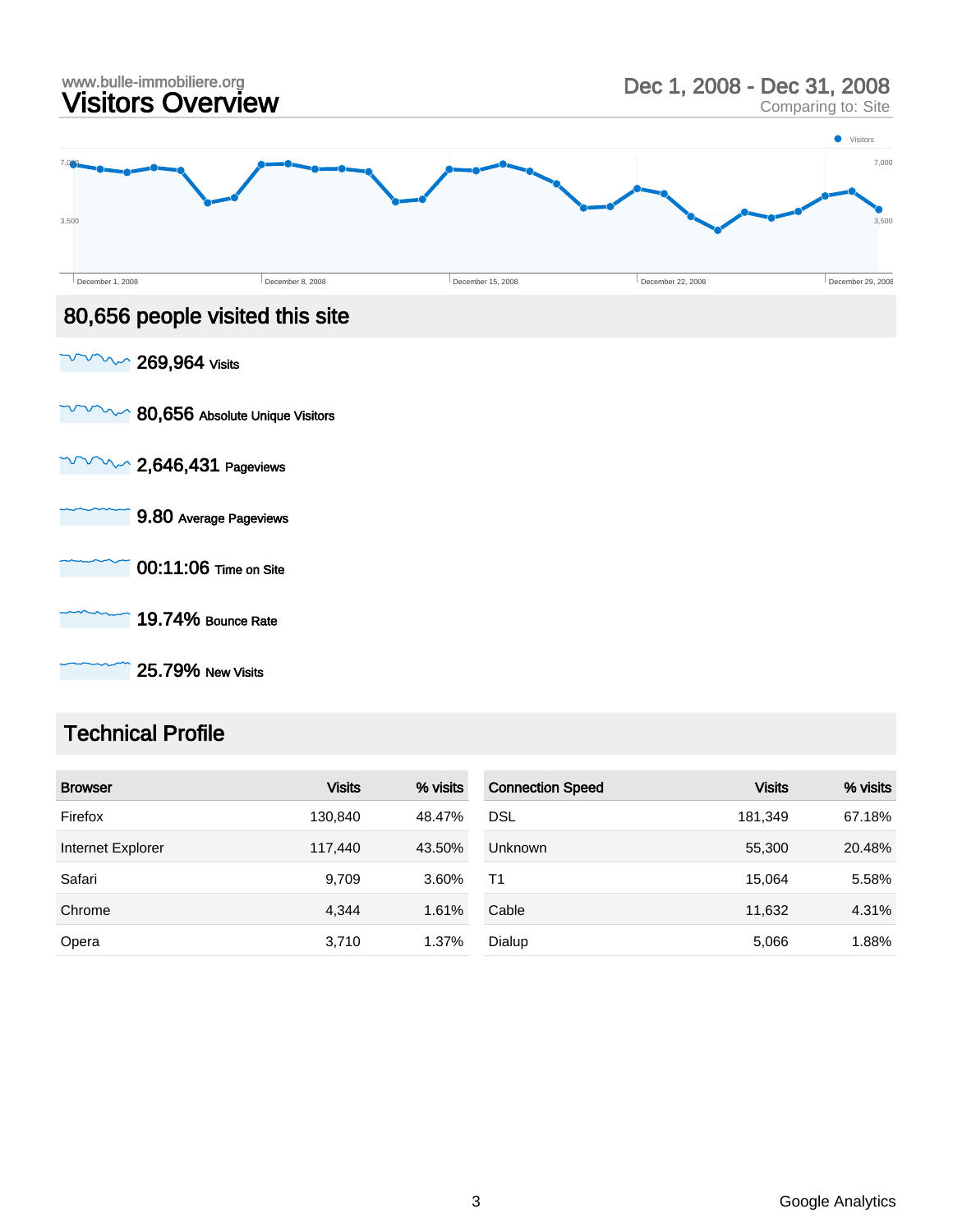www.bulle-immobiliere.org

# Visitors Overview

Dec 1, 2008 - Dec 31, 2008
Comparing to: Site

## 80,656 people visited this site

**269,964** Visits

**80,656** Absolute Unique Visitors

**2,646,431** Pageviews

**9.80** Average Pageviews

**00:11:06** Time on Site

**19.74%** Bounce Rate

**25.79%** New Visits

## Technical Profile

| Browser | Visits | % visits |
|---|---|---|
| Firefox | 130,840 | 48.47% |
| Internet Explorer | 117,440 | 43.50% |
| Safari | 9,709 | 3.60% |
| Chrome | 4,344 | 1.61% |
| Opera | 3,710 | 1.37% |

| Connection Speed | Visits | % visits |
|---|---|---|
| DSL | 181,349 | 67.18% |
| Unknown | 55,300 | 20.48% |
| T1 | 15,064 | 5.58% |
| Cable | 11,632 | 4.31% |
| Dialup | 5,066 | 1.88% |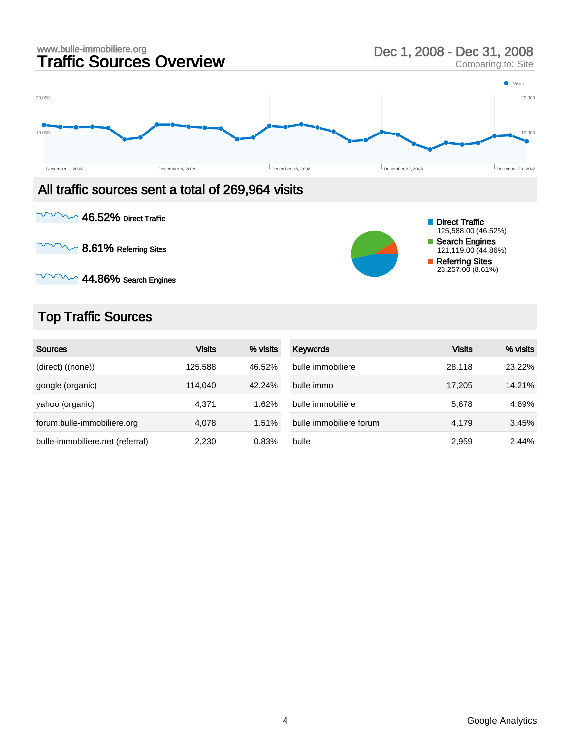www.bulle-immobiliere.org

# Traffic Sources Overview

Dec 1, 2008 - Dec 31, 2008
Comparing to: Site

## All traffic sources sent a total of 269,964 visits

**46.52%** Direct Traffic

**8.61%** Referring Sites

**44.86%** Search Engines

- Direct Traffic: 125,588.00 (46.52%)
- Search Engines: 121,119.00 (44.86%)
- Referring Sites: 23,257.00 (8.61%)

## Top Traffic Sources

| Sources | Visits | % visits |
|---|---|---|
| (direct) ((none)) | 125,588 | 46.52% |
| google (organic) | 114,040 | 42.24% |
| yahoo (organic) | 4,371 | 1.62% |
| forum.bulle-immobiliere.org | 4,078 | 1.51% |
| bulle-immobiliere.net (referral) | 2,230 | 0.83% |

| Keywords | Visits | % visits |
|---|---|---|
| bulle immobiliere | 28,118 | 23.22% |
| bulle immo | 17,205 | 14.21% |
| bulle immobilière | 5,678 | 4.69% |
| bulle immobiliere forum | 4,179 | 3.45% |
| bulle | 2,959 | 2.44% |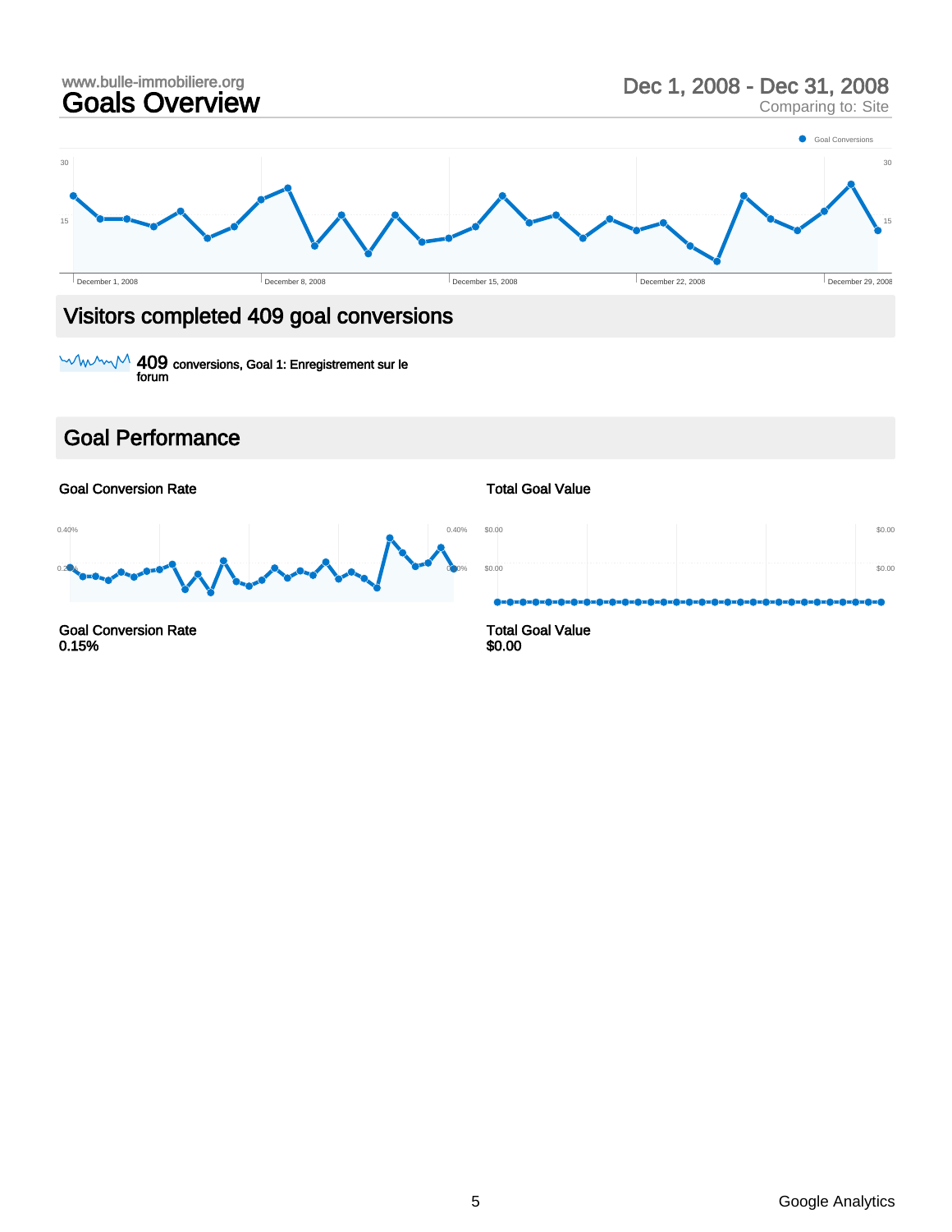www.bulle-immobiliere.org

# Goals Overview

Dec 1, 2008 - Dec 31, 2008
Comparing to: Site

## Visitors completed 409 goal conversions

409 conversions, Goal 1: Enregistrement sur le forum

## Goal Performance

Goal Conversion Rate

Total Goal Value

Goal Conversion Rate
0.15%

Total Goal Value
$0.00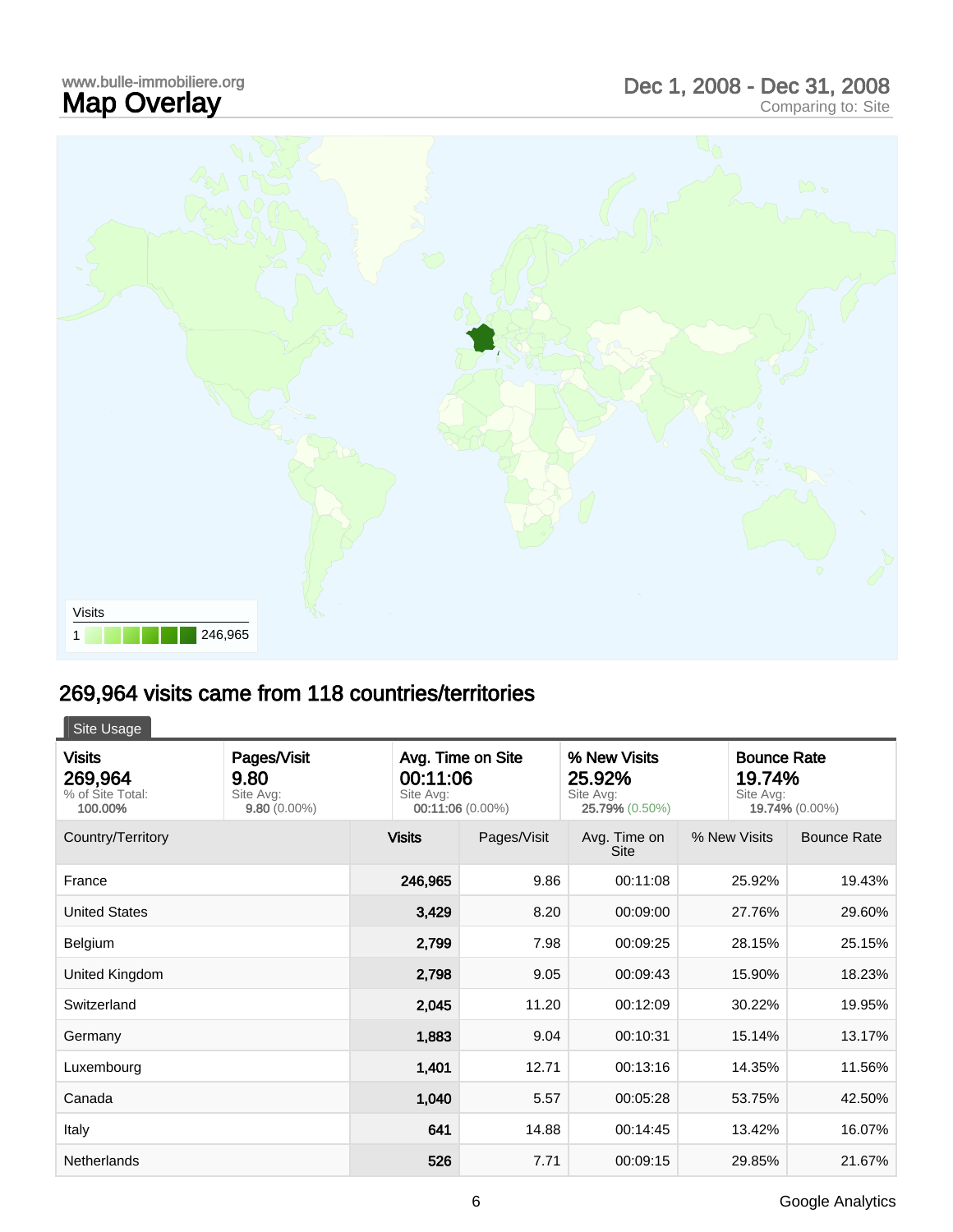www.bulle-immobiliere.org

# Map Overlay

Dec 1, 2008 - Dec 31, 2008
Comparing to: Site

Visits

1 246,965

## 269,964 visits came from 118 countries/territories

Site Usage

| Visits | Pages/Visit | Avg. Time on Site | % New Visits | Bounce Rate |
|---|---|---|---|---|
| 269,964<br>% of Site Total: **100.00%** | 9.80<br>Site Avg: **9.80** (0.00%) | 00:11:06<br>Site Avg: **00:11:06** (0.00%) | 25.92%<br>Site Avg: **25.79%** (0.50%) | 19.74%<br>Site Avg: **19.74%** (0.00%) |

| Country/Territory | Visits | Pages/Visit | Avg. Time on Site | % New Visits | Bounce Rate |
|---|---|---|---|---|---|
| France | 246,965 | 9.86 | 00:11:08 | 25.92% | 19.43% |
| United States | 3,429 | 8.20 | 00:09:00 | 27.76% | 29.60% |
| Belgium | 2,799 | 7.98 | 00:09:25 | 28.15% | 25.15% |
| United Kingdom | 2,798 | 9.05 | 00:09:43 | 15.90% | 18.23% |
| Switzerland | 2,045 | 11.20 | 00:12:09 | 30.22% | 19.95% |
| Germany | 1,883 | 9.04 | 00:10:31 | 15.14% | 13.17% |
| Luxembourg | 1,401 | 12.71 | 00:13:16 | 14.35% | 11.56% |
| Canada | 1,040 | 5.57 | 00:05:28 | 53.75% | 42.50% |
| Italy | 641 | 14.88 | 00:14:45 | 13.42% | 16.07% |
| Netherlands | 526 | 7.71 | 00:09:15 | 29.85% | 21.67% |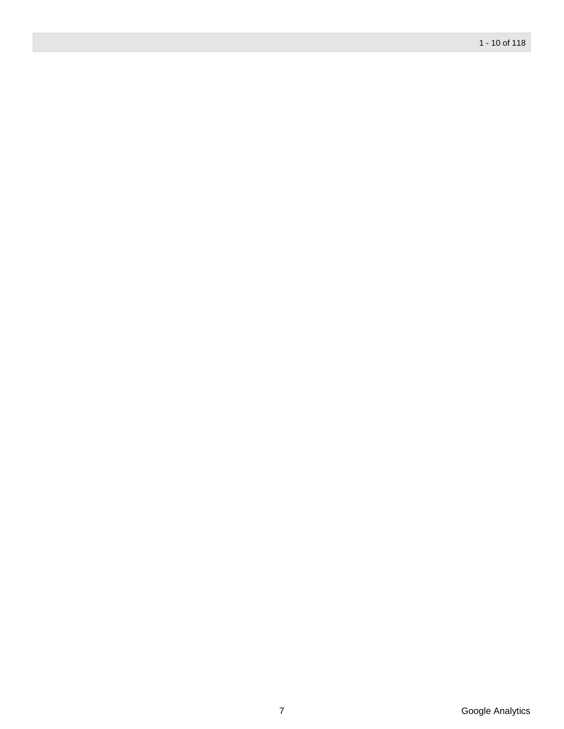1 - 10 of 118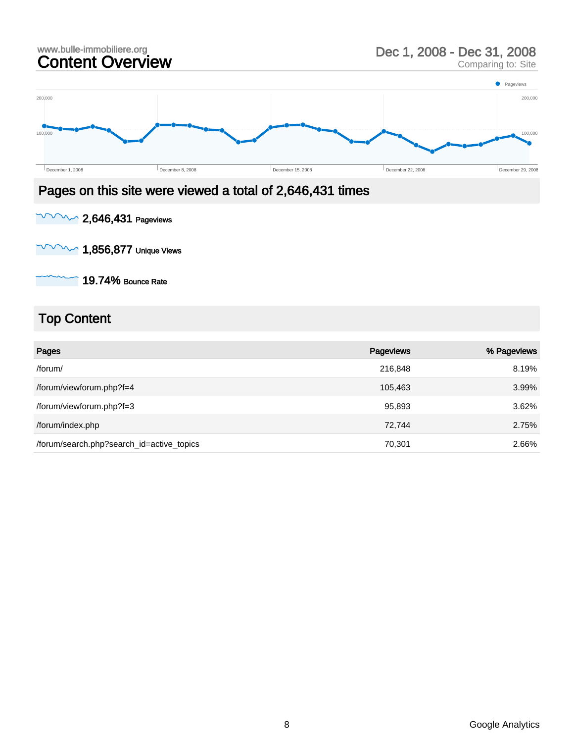www.bulle-immobiliere.org

# Content Overview

Dec 1, 2008 - Dec 31, 2008
Comparing to: Site

Pageviews

200,000
100,000
200,000
100,000

December 1, 2008
December 8, 2008
December 15, 2008
December 22, 2008
December 29, 2008

## Pages on this site were viewed a total of 2,646,431 times

**2,646,431** Pageviews

**1,856,877** Unique Views

**19.74%** Bounce Rate

## Top Content

| Pages | Pageviews | % Pageviews |
|---|---|---|
| /forum/ | 216,848 | 8.19% |
| /forum/viewforum.php?f=4 | 105,463 | 3.99% |
| /forum/viewforum.php?f=3 | 95,893 | 3.62% |
| /forum/index.php | 72,744 | 2.75% |
| /forum/search.php?search_id=active_topics | 70,301 | 2.66% |